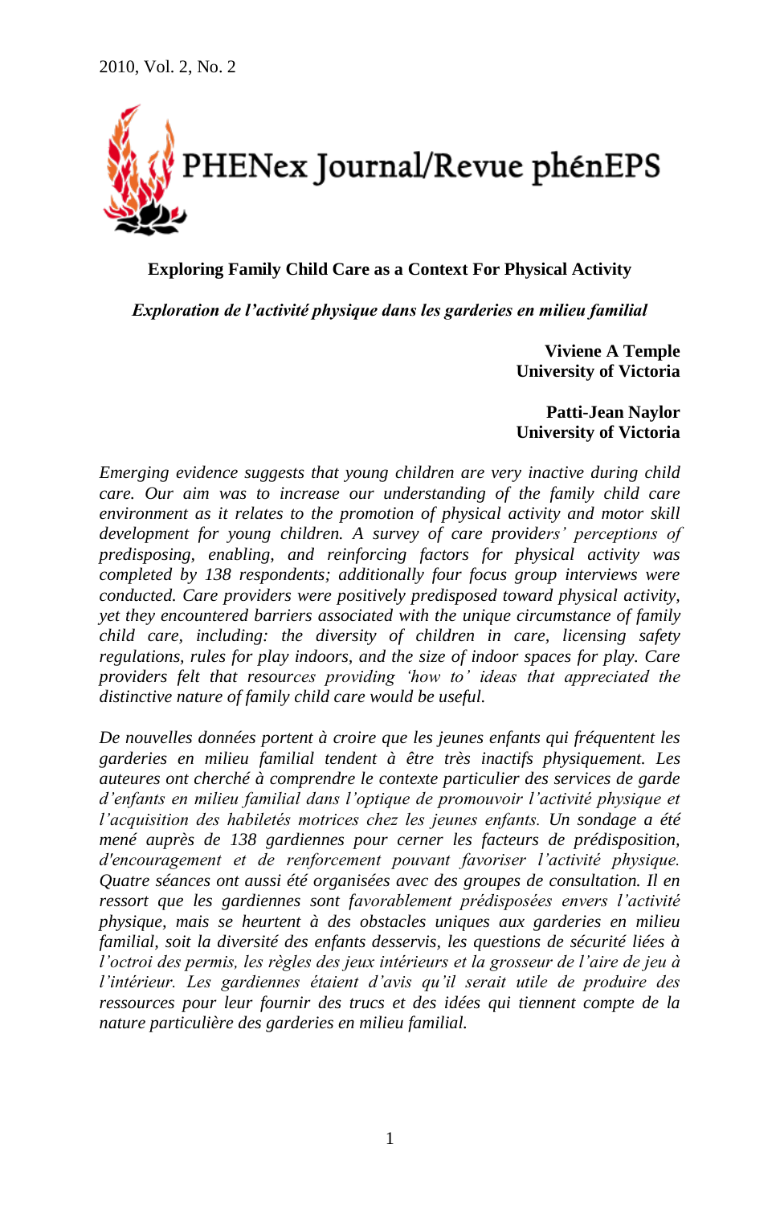# Exploring Family Child Care as a Context For Physical Activity

***Exploration de l'activité physique dans les garderies en milieu familial***

**Viviene A Temple**
**University of Victoria**

**Patti-Jean Naylor**
**University of Victoria**

*Emerging evidence suggests that young children are very inactive during child care. Our aim was to increase our understanding of the family child care environment as it relates to the promotion of physical activity and motor skill development for young children. A survey of care providers' perceptions of predisposing, enabling, and reinforcing factors for physical activity was completed by 138 respondents; additionally four focus group interviews were conducted. Care providers were positively predisposed toward physical activity, yet they encountered barriers associated with the unique circumstance of family child care, including: the diversity of children in care, licensing safety regulations, rules for play indoors, and the size of indoor spaces for play. Care providers felt that resources providing 'how to' ideas that appreciated the distinctive nature of family child care would be useful.*

*De nouvelles données portent à croire que les jeunes enfants qui fréquentent les garderies en milieu familial tendent à être très inactifs physiquement. Les auteures ont cherché à comprendre le contexte particulier des services de garde d'enfants en milieu familial dans l'optique de promouvoir l'activité physique et l'acquisition des habiletés motrices chez les jeunes enfants. Un sondage a été mené auprès de 138 gardiennes pour cerner les facteurs de prédisposition, d'encouragement et de renforcement pouvant favoriser l'activité physique. Quatre séances ont aussi été organisées avec des groupes de consultation. Il en ressort que les gardiennes sont favorablement prédisposées envers l'activité physique, mais se heurtent à des obstacles uniques aux garderies en milieu familial, soit la diversité des enfants desservis, les questions de sécurité liées à l'octroi des permis, les règles des jeux intérieurs et la grosseur de l'aire de jeu à l'intérieur. Les gardiennes étaient d'avis qu'il serait utile de produire des ressources pour leur fournir des trucs et des idées qui tiennent compte de la nature particulière des garderies en milieu familial.*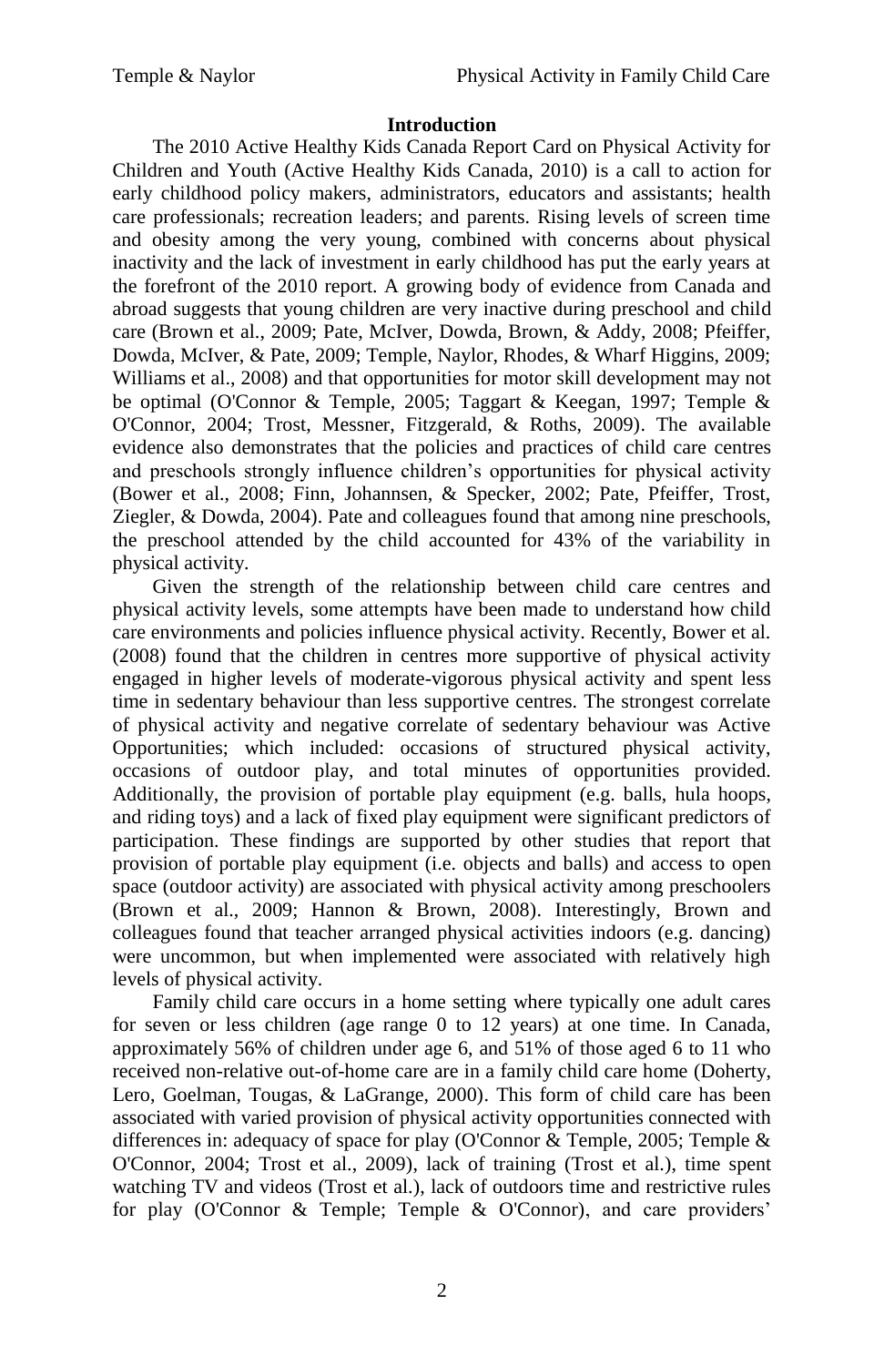## Introduction

The 2010 Active Healthy Kids Canada Report Card on Physical Activity for Children and Youth (Active Healthy Kids Canada, 2010) is a call to action for early childhood policy makers, administrators, educators and assistants; health care professionals; recreation leaders; and parents. Rising levels of screen time and obesity among the very young, combined with concerns about physical inactivity and the lack of investment in early childhood has put the early years at the forefront of the 2010 report. A growing body of evidence from Canada and abroad suggests that young children are very inactive during preschool and child care (Brown et al., 2009; Pate, McIver, Dowda, Brown, & Addy, 2008; Pfeiffer, Dowda, McIver, & Pate, 2009; Temple, Naylor, Rhodes, & Wharf Higgins, 2009; Williams et al., 2008) and that opportunities for motor skill development may not be optimal (O'Connor & Temple, 2005; Taggart & Keegan, 1997; Temple & O'Connor, 2004; Trost, Messner, Fitzgerald, & Roths, 2009). The available evidence also demonstrates that the policies and practices of child care centres and preschools strongly influence children's opportunities for physical activity (Bower et al., 2008; Finn, Johannsen, & Specker, 2002; Pate, Pfeiffer, Trost, Ziegler, & Dowda, 2004). Pate and colleagues found that among nine preschools, the preschool attended by the child accounted for 43% of the variability in physical activity.

Given the strength of the relationship between child care centres and physical activity levels, some attempts have been made to understand how child care environments and policies influence physical activity. Recently, Bower et al. (2008) found that the children in centres more supportive of physical activity engaged in higher levels of moderate-vigorous physical activity and spent less time in sedentary behaviour than less supportive centres. The strongest correlate of physical activity and negative correlate of sedentary behaviour was Active Opportunities; which included: occasions of structured physical activity, occasions of outdoor play, and total minutes of opportunities provided. Additionally, the provision of portable play equipment (e.g. balls, hula hoops, and riding toys) and a lack of fixed play equipment were significant predictors of participation. These findings are supported by other studies that report that provision of portable play equipment (i.e. objects and balls) and access to open space (outdoor activity) are associated with physical activity among preschoolers (Brown et al., 2009; Hannon & Brown, 2008). Interestingly, Brown and colleagues found that teacher arranged physical activities indoors (e.g. dancing) were uncommon, but when implemented were associated with relatively high levels of physical activity.

Family child care occurs in a home setting where typically one adult cares for seven or less children (age range 0 to 12 years) at one time. In Canada, approximately 56% of children under age 6, and 51% of those aged 6 to 11 who received non-relative out-of-home care are in a family child care home (Doherty, Lero, Goelman, Tougas, & LaGrange, 2000). This form of child care has been associated with varied provision of physical activity opportunities connected with differences in: adequacy of space for play (O'Connor & Temple, 2005; Temple & O'Connor, 2004; Trost et al., 2009), lack of training (Trost et al.), time spent watching TV and videos (Trost et al.), lack of outdoors time and restrictive rules for play (O'Connor & Temple; Temple & O'Connor), and care providers'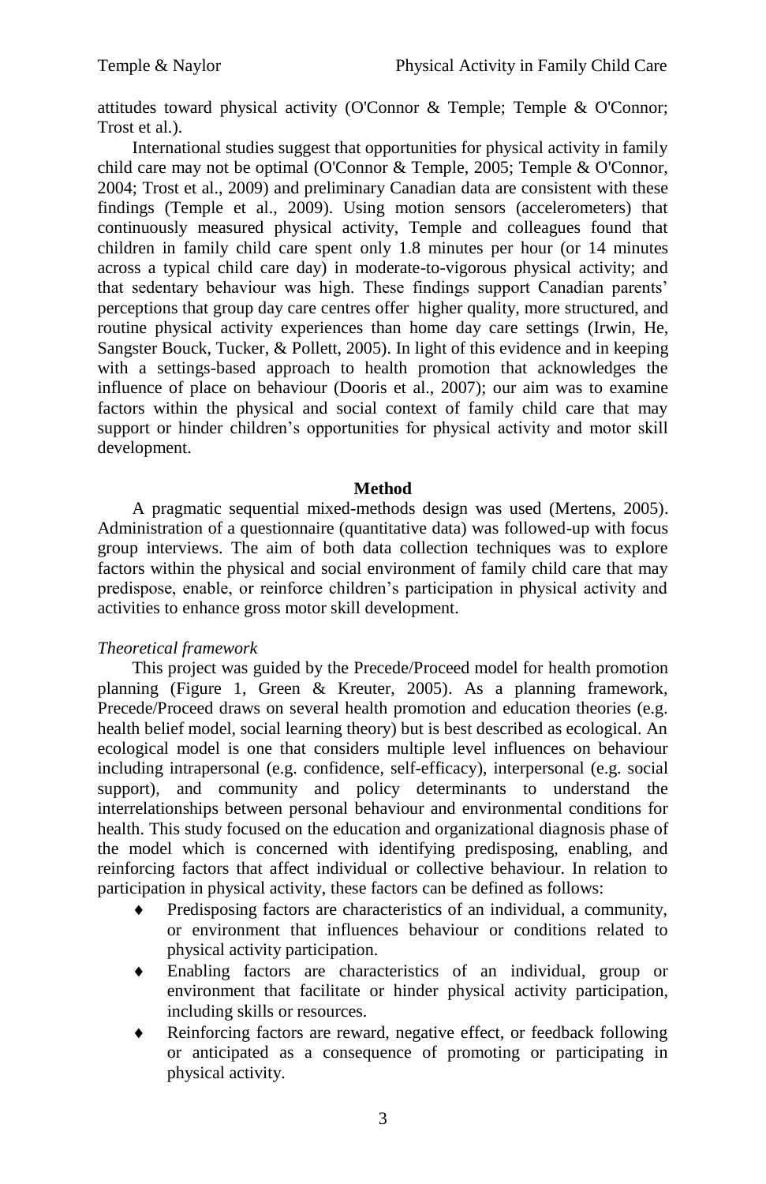attitudes toward physical activity (O'Connor & Temple; Temple & O'Connor; Trost et al.).

International studies suggest that opportunities for physical activity in family child care may not be optimal (O'Connor & Temple, 2005; Temple & O'Connor, 2004; Trost et al., 2009) and preliminary Canadian data are consistent with these findings (Temple et al., 2009). Using motion sensors (accelerometers) that continuously measured physical activity, Temple and colleagues found that children in family child care spent only 1.8 minutes per hour (or 14 minutes across a typical child care day) in moderate-to-vigorous physical activity; and that sedentary behaviour was high. These findings support Canadian parents' perceptions that group day care centres offer higher quality, more structured, and routine physical activity experiences than home day care settings (Irwin, He, Sangster Bouck, Tucker, & Pollett, 2005). In light of this evidence and in keeping with a settings-based approach to health promotion that acknowledges the influence of place on behaviour (Dooris et al., 2007); our aim was to examine factors within the physical and social context of family child care that may support or hinder children's opportunities for physical activity and motor skill development.

## Method

A pragmatic sequential mixed-methods design was used (Mertens, 2005). Administration of a questionnaire (quantitative data) was followed-up with focus group interviews. The aim of both data collection techniques was to explore factors within the physical and social environment of family child care that may predispose, enable, or reinforce children's participation in physical activity and activities to enhance gross motor skill development.

### *Theoretical framework*

This project was guided by the Precede/Proceed model for health promotion planning (Figure 1, Green & Kreuter, 2005). As a planning framework, Precede/Proceed draws on several health promotion and education theories (e.g. health belief model, social learning theory) but is best described as ecological. An ecological model is one that considers multiple level influences on behaviour including intrapersonal (e.g. confidence, self-efficacy), interpersonal (e.g. social support), and community and policy determinants to understand the interrelationships between personal behaviour and environmental conditions for health. This study focused on the education and organizational diagnosis phase of the model which is concerned with identifying predisposing, enabling, and reinforcing factors that affect individual or collective behaviour. In relation to participation in physical activity, these factors can be defined as follows:

- Predisposing factors are characteristics of an individual, a community, or environment that influences behaviour or conditions related to physical activity participation.
- Enabling factors are characteristics of an individual, group or environment that facilitate or hinder physical activity participation, including skills or resources.
- Reinforcing factors are reward, negative effect, or feedback following or anticipated as a consequence of promoting or participating in physical activity.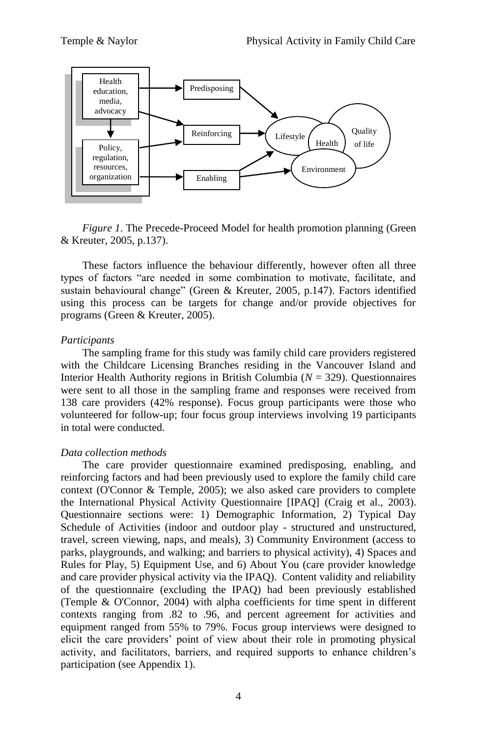*Figure 1*. The Precede-Proceed Model for health promotion planning (Green & Kreuter, 2005, p.137).

These factors influence the behaviour differently, however often all three types of factors "are needed in some combination to motivate, facilitate, and sustain behavioural change" (Green & Kreuter, 2005, p.147). Factors identified using this process can be targets for change and/or provide objectives for programs (Green & Kreuter, 2005).

### *Participants*

The sampling frame for this study was family child care providers registered with the Childcare Licensing Branches residing in the Vancouver Island and Interior Health Authority regions in British Columbia ($N$ = 329). Questionnaires were sent to all those in the sampling frame and responses were received from 138 care providers (42% response). Focus group participants were those who volunteered for follow-up; four focus group interviews involving 19 participants in total were conducted.

### *Data collection methods*

The care provider questionnaire examined predisposing, enabling, and reinforcing factors and had been previously used to explore the family child care context (O'Connor & Temple, 2005); we also asked care providers to complete the International Physical Activity Questionnaire [IPAQ] (Craig et al., 2003). Questionnaire sections were: 1) Demographic Information, 2) Typical Day Schedule of Activities (indoor and outdoor play - structured and unstructured, travel, screen viewing, naps, and meals), 3) Community Environment (access to parks, playgrounds, and walking; and barriers to physical activity), 4) Spaces and Rules for Play, 5) Equipment Use, and 6) About You (care provider knowledge and care provider physical activity via the IPAQ). Content validity and reliability of the questionnaire (excluding the IPAQ) had been previously established (Temple & O'Connor, 2004) with alpha coefficients for time spent in different contexts ranging from .82 to .96, and percent agreement for activities and equipment ranged from 55% to 79%. Focus group interviews were designed to elicit the care providers' point of view about their role in promoting physical activity, and facilitators, barriers, and required supports to enhance children's participation (see Appendix 1).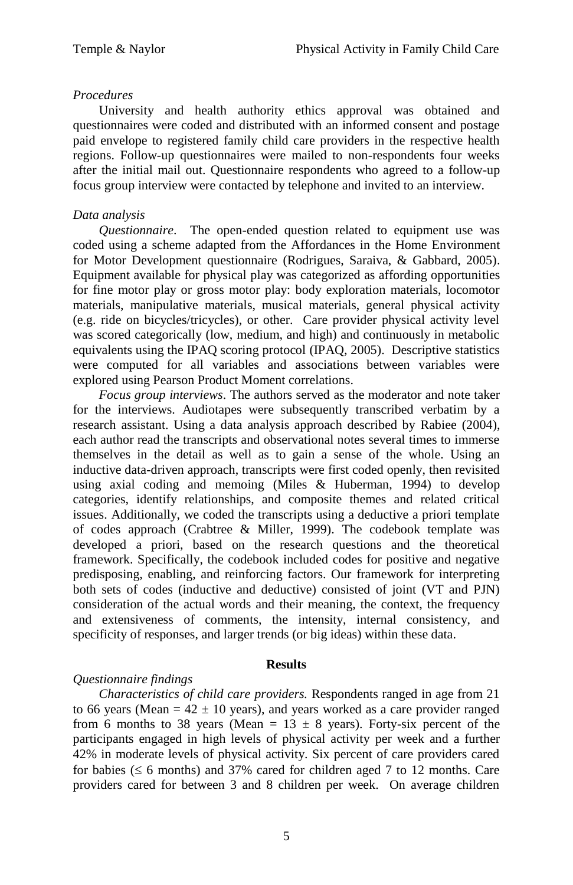*Procedures*

University and health authority ethics approval was obtained and questionnaires were coded and distributed with an informed consent and postage paid envelope to registered family child care providers in the respective health regions. Follow-up questionnaires were mailed to non-respondents four weeks after the initial mail out. Questionnaire respondents who agreed to a follow-up focus group interview were contacted by telephone and invited to an interview.

*Data analysis*

*Questionnaire*. The open-ended question related to equipment use was coded using a scheme adapted from the Affordances in the Home Environment for Motor Development questionnaire (Rodrigues, Saraiva, & Gabbard, 2005). Equipment available for physical play was categorized as affording opportunities for fine motor play or gross motor play: body exploration materials, locomotor materials, manipulative materials, musical materials, general physical activity (e.g. ride on bicycles/tricycles), or other. Care provider physical activity level was scored categorically (low, medium, and high) and continuously in metabolic equivalents using the IPAQ scoring protocol (IPAQ, 2005). Descriptive statistics were computed for all variables and associations between variables were explored using Pearson Product Moment correlations.

*Focus group interviews*. The authors served as the moderator and note taker for the interviews. Audiotapes were subsequently transcribed verbatim by a research assistant. Using a data analysis approach described by Rabiee (2004), each author read the transcripts and observational notes several times to immerse themselves in the detail as well as to gain a sense of the whole. Using an inductive data-driven approach, transcripts were first coded openly, then revisited using axial coding and memoing (Miles & Huberman, 1994) to develop categories, identify relationships, and composite themes and related critical issues. Additionally, we coded the transcripts using a deductive a priori template of codes approach (Crabtree & Miller, 1999). The codebook template was developed a priori, based on the research questions and the theoretical framework. Specifically, the codebook included codes for positive and negative predisposing, enabling, and reinforcing factors. Our framework for interpreting both sets of codes (inductive and deductive) consisted of joint (VT and PJN) consideration of the actual words and their meaning, the context, the frequency and extensiveness of comments, the intensity, internal consistency, and specificity of responses, and larger trends (or big ideas) within these data.

## Results

*Questionnaire findings*

*Characteristics of child care providers.* Respondents ranged in age from 21 to 66 years (Mean = $42 \pm 10$ years), and years worked as a care provider ranged from 6 months to 38 years (Mean = $13 \pm 8$ years). Forty-six percent of the participants engaged in high levels of physical activity per week and a further 42% in moderate levels of physical activity. Six percent of care providers cared for babies ($\leq$ 6 months) and 37% cared for children aged 7 to 12 months. Care providers cared for between 3 and 8 children per week. On average children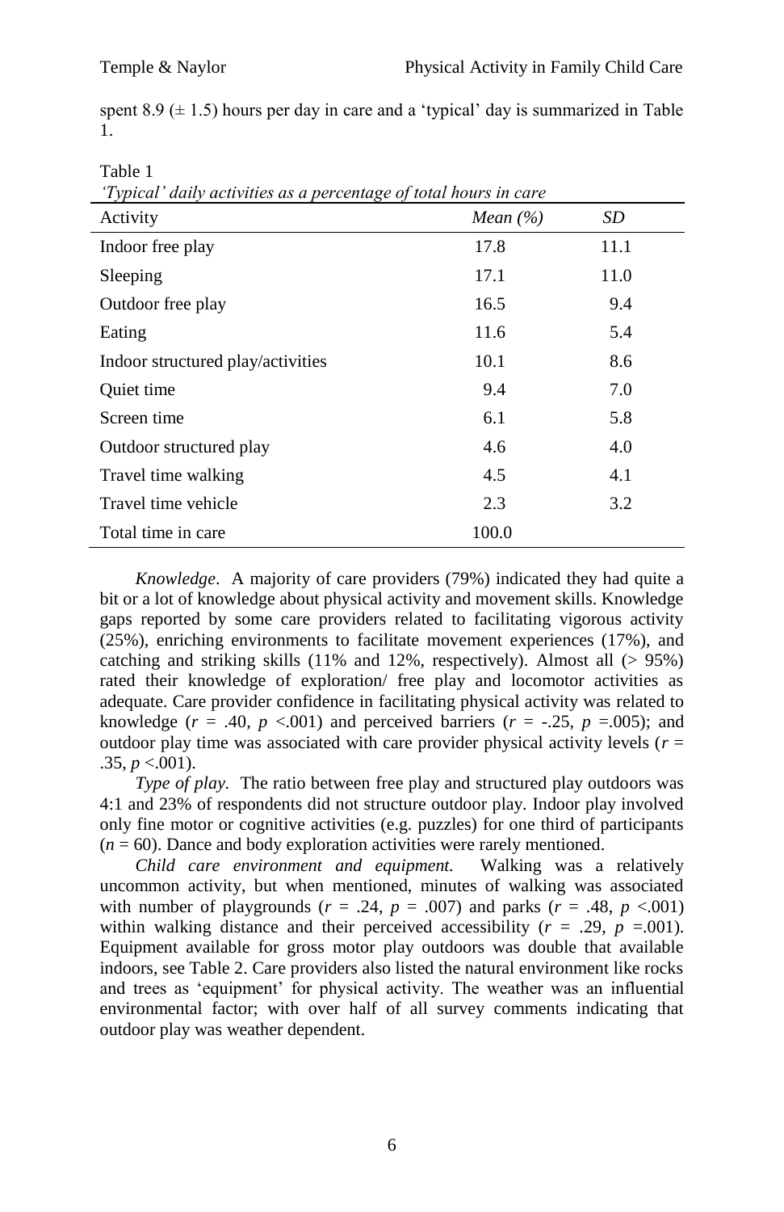spent 8.9 (± 1.5) hours per day in care and a 'typical' day is summarized in Table 1.

Table 1
*'Typical' daily activities as a percentage of total hours in care*

| Activity | *Mean (%)* | *SD* |
|---|---|---|
| Indoor free play | 17.8 | 11.1 |
| Sleeping | 17.1 | 11.0 |
| Outdoor free play | 16.5 | 9.4 |
| Eating | 11.6 | 5.4 |
| Indoor structured play/activities | 10.1 | 8.6 |
| Quiet time | 9.4 | 7.0 |
| Screen time | 6.1 | 5.8 |
| Outdoor structured play | 4.6 | 4.0 |
| Travel time walking | 4.5 | 4.1 |
| Travel time vehicle | 2.3 | 3.2 |
| Total time in care | 100.0 | |

*Knowledge*. A majority of care providers (79%) indicated they had quite a bit or a lot of knowledge about physical activity and movement skills. Knowledge gaps reported by some care providers related to facilitating vigorous activity (25%), enriching environments to facilitate movement experiences (17%), and catching and striking skills (11% and 12%, respectively). Almost all (> 95%) rated their knowledge of exploration/ free play and locomotor activities as adequate. Care provider confidence in facilitating physical activity was related to knowledge ($r$ = .40, $p$ <.001) and perceived barriers ($r$ = -.25, $p$ =.005); and outdoor play time was associated with care provider physical activity levels ($r$ = .35, $p$ <.001).

*Type of play.* The ratio between free play and structured play outdoors was 4:1 and 23% of respondents did not structure outdoor play. Indoor play involved only fine motor or cognitive activities (e.g. puzzles) for one third of participants ($n$ = 60). Dance and body exploration activities were rarely mentioned.

*Child care environment and equipment.* Walking was a relatively uncommon activity, but when mentioned, minutes of walking was associated with number of playgrounds ($r$ = .24, $p$ = .007) and parks ($r$ = .48, $p$ <.001) within walking distance and their perceived accessibility ($r$ = .29, $p$ =.001). Equipment available for gross motor play outdoors was double that available indoors, see Table 2. Care providers also listed the natural environment like rocks and trees as 'equipment' for physical activity. The weather was an influential environmental factor; with over half of all survey comments indicating that outdoor play was weather dependent.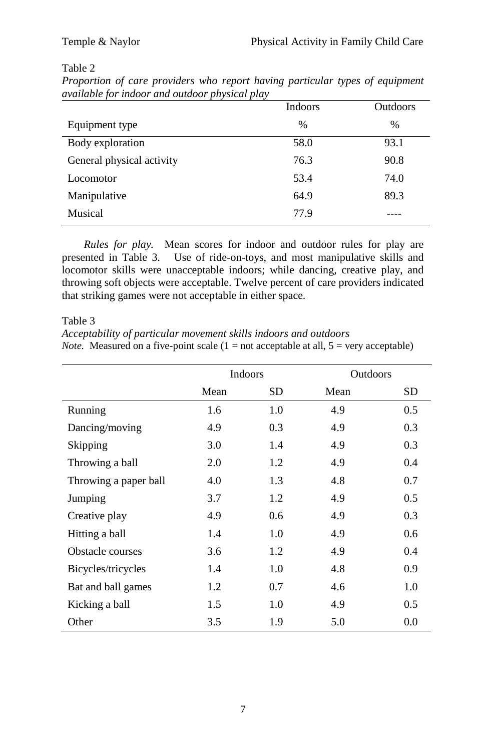Table 2

*Proportion of care providers who report having particular types of equipment available for indoor and outdoor physical play*

| | Indoors | Outdoors |
|---|---|---|
| Equipment type | % | % |
| Body exploration | 58.0 | 93.1 |
| General physical activity | 76.3 | 90.8 |
| Locomotor | 53.4 | 74.0 |
| Manipulative | 64.9 | 89.3 |
| Musical | 77.9 | ---- |

*Rules for play.* Mean scores for indoor and outdoor rules for play are presented in Table 3. Use of ride-on-toys, and most manipulative skills and locomotor skills were unacceptable indoors; while dancing, creative play, and throwing soft objects were acceptable. Twelve percent of care providers indicated that striking games were not acceptable in either space.

Table 3

*Acceptability of particular movement skills indoors and outdoors*

*Note.* Measured on a five-point scale (1 = not acceptable at all, 5 = very acceptable)

| | Indoors | | Outdoors | |
|---|---|---|---|---|
| | Mean | SD | Mean | SD |
| Running | 1.6 | 1.0 | 4.9 | 0.5 |
| Dancing/moving | 4.9 | 0.3 | 4.9 | 0.3 |
| Skipping | 3.0 | 1.4 | 4.9 | 0.3 |
| Throwing a ball | 2.0 | 1.2 | 4.9 | 0.4 |
| Throwing a paper ball | 4.0 | 1.3 | 4.8 | 0.7 |
| Jumping | 3.7 | 1.2 | 4.9 | 0.5 |
| Creative play | 4.9 | 0.6 | 4.9 | 0.3 |
| Hitting a ball | 1.4 | 1.0 | 4.9 | 0.6 |
| Obstacle courses | 3.6 | 1.2 | 4.9 | 0.4 |
| Bicycles/tricycles | 1.4 | 1.0 | 4.8 | 0.9 |
| Bat and ball games | 1.2 | 0.7 | 4.6 | 1.0 |
| Kicking a ball | 1.5 | 1.0 | 4.9 | 0.5 |
| Other | 3.5 | 1.9 | 5.0 | 0.0 |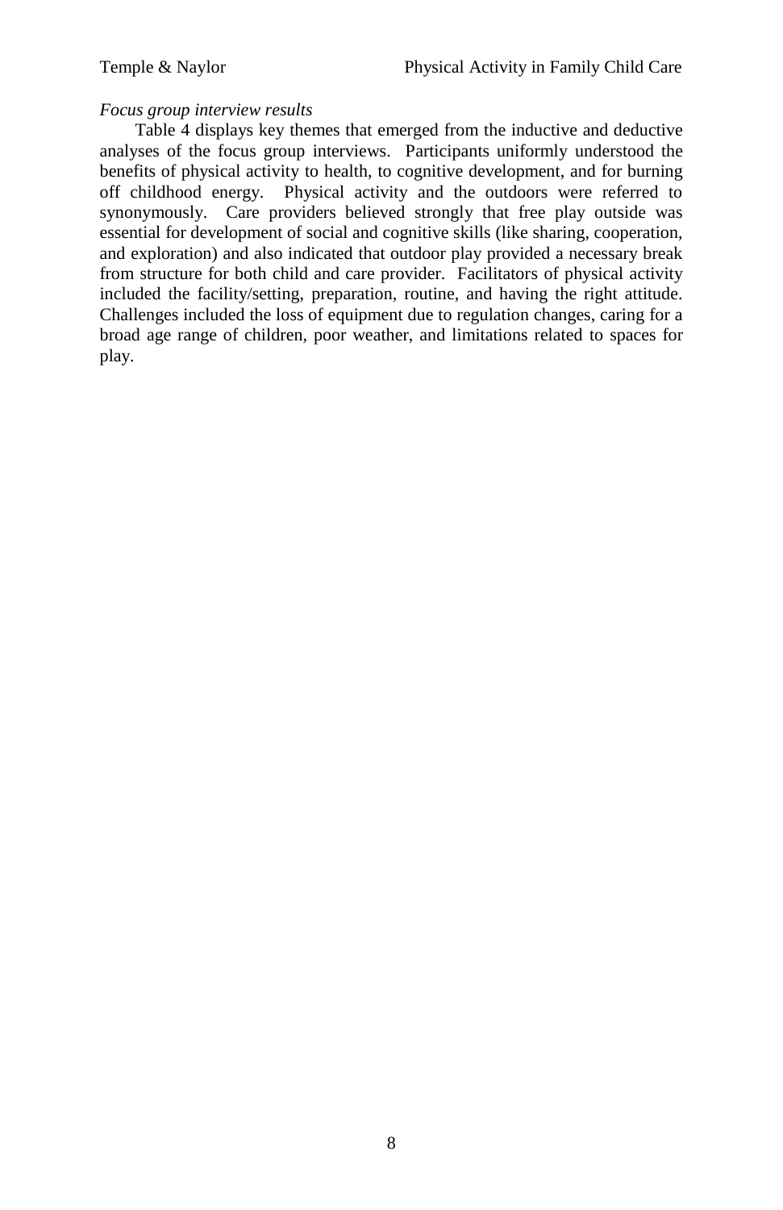*Focus group interview results*

Table 4 displays key themes that emerged from the inductive and deductive analyses of the focus group interviews. Participants uniformly understood the benefits of physical activity to health, to cognitive development, and for burning off childhood energy. Physical activity and the outdoors were referred to synonymously. Care providers believed strongly that free play outside was essential for development of social and cognitive skills (like sharing, cooperation, and exploration) and also indicated that outdoor play provided a necessary break from structure for both child and care provider. Facilitators of physical activity included the facility/setting, preparation, routine, and having the right attitude. Challenges included the loss of equipment due to regulation changes, caring for a broad age range of children, poor weather, and limitations related to spaces for play.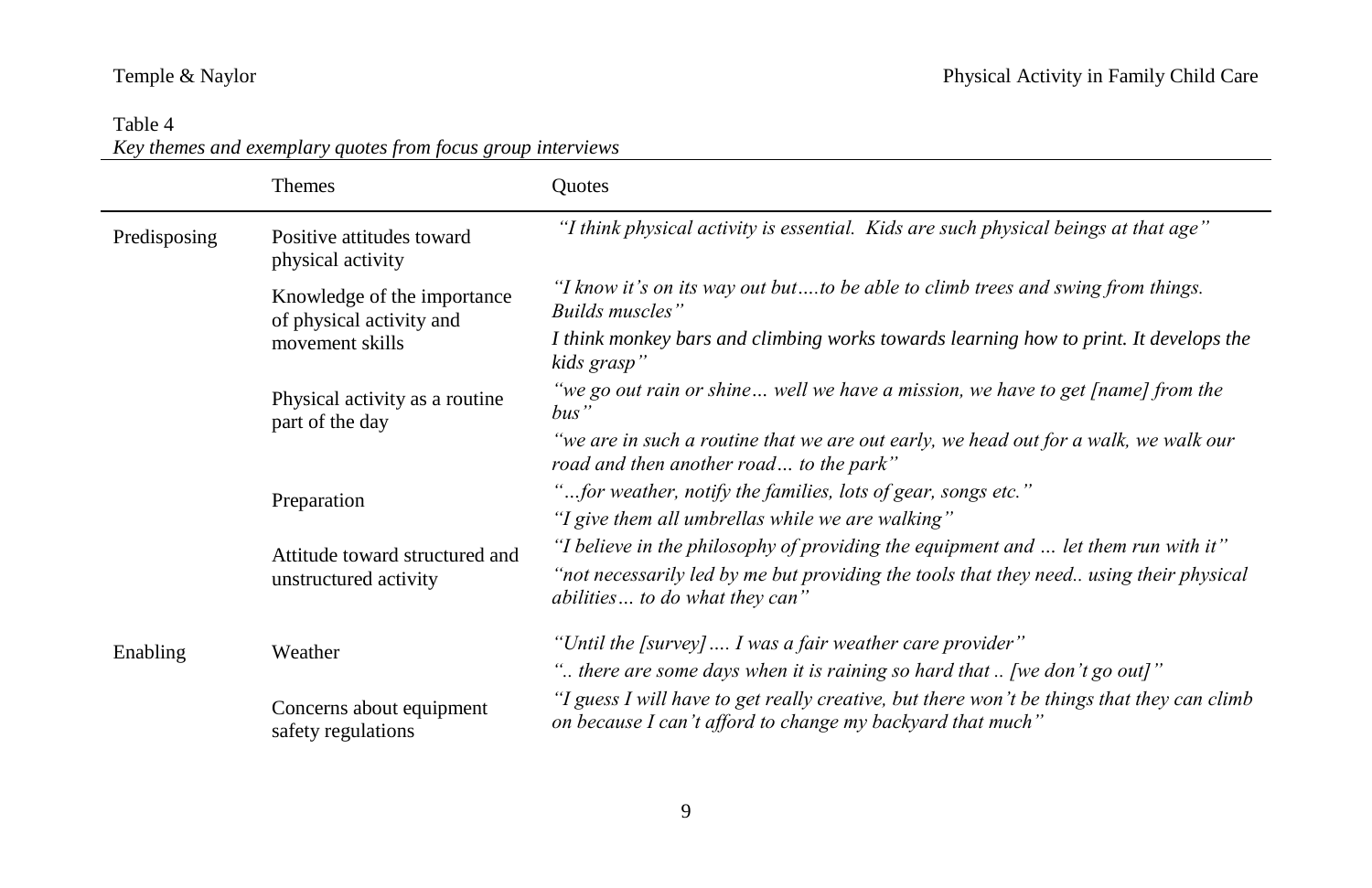Table 4

*Key themes and exemplary quotes from focus group interviews*

| | Themes | Quotes |
|---|---|---|
| Predisposing | Positive attitudes toward physical activity | *"I think physical activity is essential. Kids are such physical beings at that age"* |
| | Knowledge of the importance of physical activity and movement skills | *"I know it's on its way out but….to be able to climb trees and swing from things. Builds muscles"* |
| | | *I think monkey bars and climbing works towards learning how to print. It develops the kids grasp"* |
| | Physical activity as a routine part of the day | *"we go out rain or shine… well we have a mission, we have to get [name] from the bus"* |
| | | *"we are in such a routine that we are out early, we head out for a walk, we walk our road and then another road… to the park"* |
| | Preparation | *"…for weather, notify the families, lots of gear, songs etc."* |
| | | *"I give them all umbrellas while we are walking"* |
| | Attitude toward structured and unstructured activity | *"I believe in the philosophy of providing the equipment and … let them run with it"* |
| | | *"not necessarily led by me but providing the tools that they need.. using their physical abilities… to do what they can"* |
| Enabling | Weather | *"Until the [survey] …. I was a fair weather care provider"* |
| | | *".. there are some days when it is raining so hard that .. [we don't go out]"* |
| | Concerns about equipment safety regulations | *"I guess I will have to get really creative, but there won't be things that they can climb on because I can't afford to change my backyard that much"* |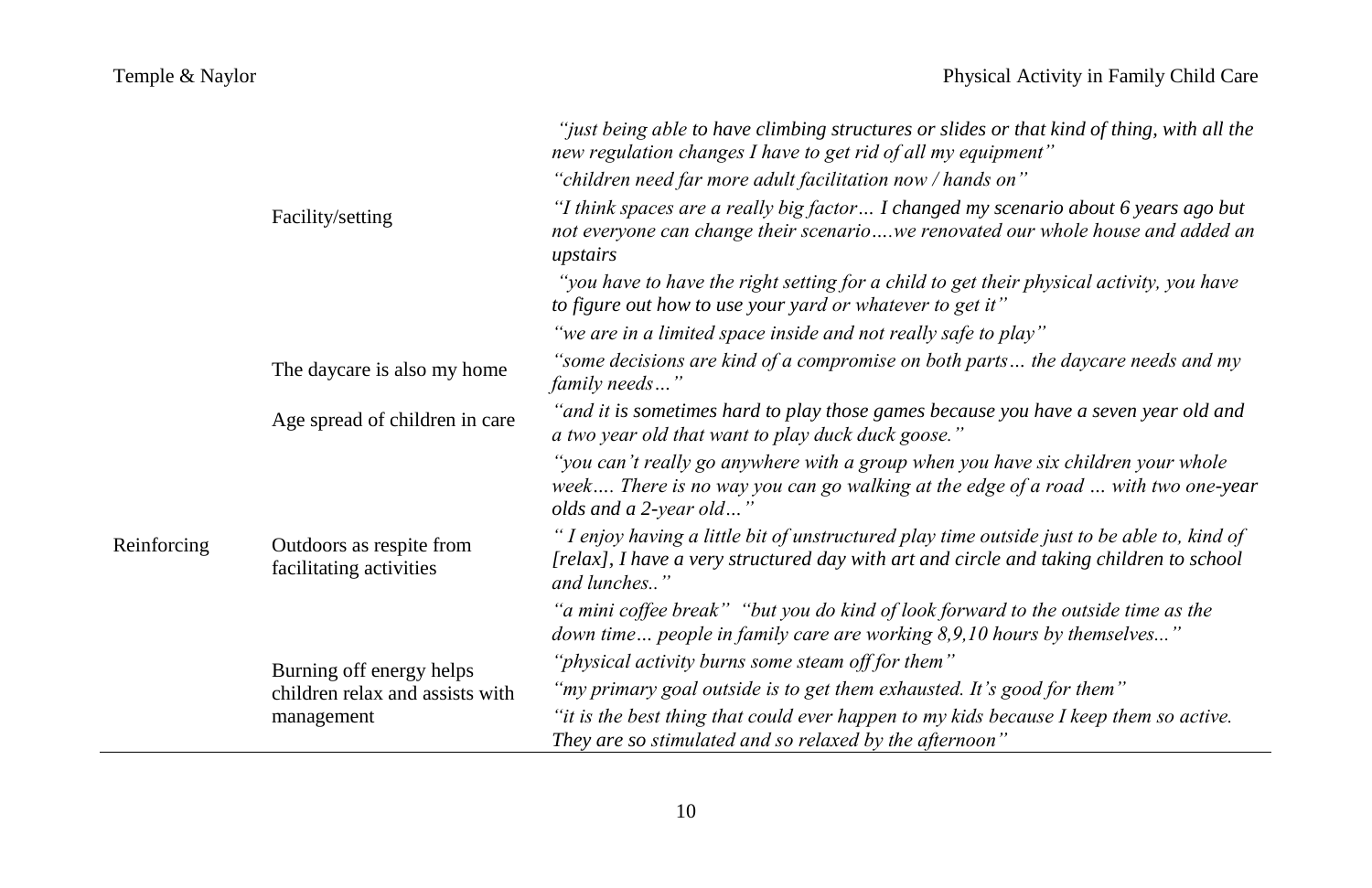| | | |
|---|---|---|
| | | *"just being able to have climbing structures or slides or that kind of thing, with all the new regulation changes I have to get rid of all my equipment"* |
| | | *"children need far more adult facilitation now / hands on"* |
| | Facility/setting | *"I think spaces are a really big factor… I changed my scenario about 6 years ago but not everyone can change their scenario….we renovated our whole house and added an upstairs* |
| | | *"you have to have the right setting for a child to get their physical activity, you have to figure out how to use your yard or whatever to get it"* |
| | | *"we are in a limited space inside and not really safe to play"* |
| | The daycare is also my home | *"some decisions are kind of a compromise on both parts… the daycare needs and my family needs…"* |
| | Age spread of children in care | *"and it is sometimes hard to play those games because you have a seven year old and a two year old that want to play duck duck goose."* |
| | | *"you can't really go anywhere with a group when you have six children your whole week…. There is no way you can go walking at the edge of a road … with two one-year olds and a 2-year old…"* |
| Reinforcing | Outdoors as respite from facilitating activities | *" I enjoy having a little bit of unstructured play time outside just to be able to, kind of [relax], I have a very structured day with art and circle and taking children to school and lunches.."* |
| | | *"a mini coffee break" "but you do kind of look forward to the outside time as the down time… people in family care are working 8,9,10 hours by themselves..."* |
| | Burning off energy helps children relax and assists with management | *"physical activity burns some steam off for them"* |
| | | *"my primary goal outside is to get them exhausted. It's good for them"* |
| | | *"it is the best thing that could ever happen to my kids because I keep them so active. They are so stimulated and so relaxed by the afternoon"* |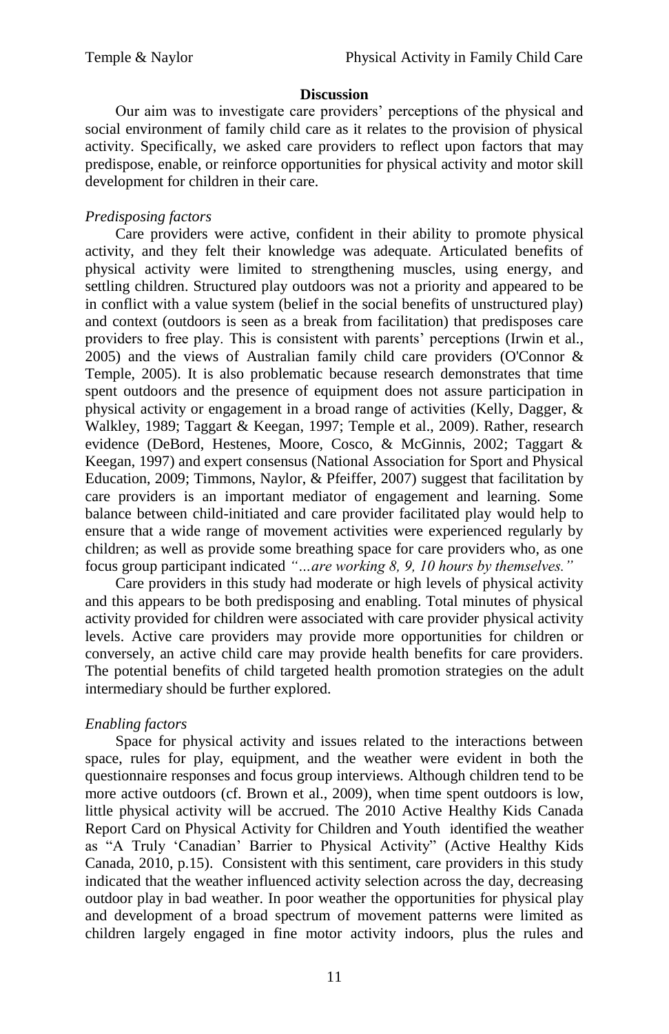## Discussion

Our aim was to investigate care providers' perceptions of the physical and social environment of family child care as it relates to the provision of physical activity. Specifically, we asked care providers to reflect upon factors that may predispose, enable, or reinforce opportunities for physical activity and motor skill development for children in their care.

### *Predisposing factors*

Care providers were active, confident in their ability to promote physical activity, and they felt their knowledge was adequate. Articulated benefits of physical activity were limited to strengthening muscles, using energy, and settling children. Structured play outdoors was not a priority and appeared to be in conflict with a value system (belief in the social benefits of unstructured play) and context (outdoors is seen as a break from facilitation) that predisposes care providers to free play. This is consistent with parents' perceptions (Irwin et al., 2005) and the views of Australian family child care providers (O'Connor & Temple, 2005). It is also problematic because research demonstrates that time spent outdoors and the presence of equipment does not assure participation in physical activity or engagement in a broad range of activities (Kelly, Dagger, & Walkley, 1989; Taggart & Keegan, 1997; Temple et al., 2009). Rather, research evidence (DeBord, Hestenes, Moore, Cosco, & McGinnis, 2002; Taggart & Keegan, 1997) and expert consensus (National Association for Sport and Physical Education, 2009; Timmons, Naylor, & Pfeiffer, 2007) suggest that facilitation by care providers is an important mediator of engagement and learning. Some balance between child-initiated and care provider facilitated play would help to ensure that a wide range of movement activities were experienced regularly by children; as well as provide some breathing space for care providers who, as one focus group participant indicated *"…are working 8, 9, 10 hours by themselves."*

Care providers in this study had moderate or high levels of physical activity and this appears to be both predisposing and enabling. Total minutes of physical activity provided for children were associated with care provider physical activity levels. Active care providers may provide more opportunities for children or conversely, an active child care may provide health benefits for care providers. The potential benefits of child targeted health promotion strategies on the adult intermediary should be further explored.

### *Enabling factors*

Space for physical activity and issues related to the interactions between space, rules for play, equipment, and the weather were evident in both the questionnaire responses and focus group interviews. Although children tend to be more active outdoors (cf. Brown et al., 2009), when time spent outdoors is low, little physical activity will be accrued. The 2010 Active Healthy Kids Canada Report Card on Physical Activity for Children and Youth identified the weather as "A Truly 'Canadian' Barrier to Physical Activity" (Active Healthy Kids Canada, 2010, p.15). Consistent with this sentiment, care providers in this study indicated that the weather influenced activity selection across the day, decreasing outdoor play in bad weather. In poor weather the opportunities for physical play and development of a broad spectrum of movement patterns were limited as children largely engaged in fine motor activity indoors, plus the rules and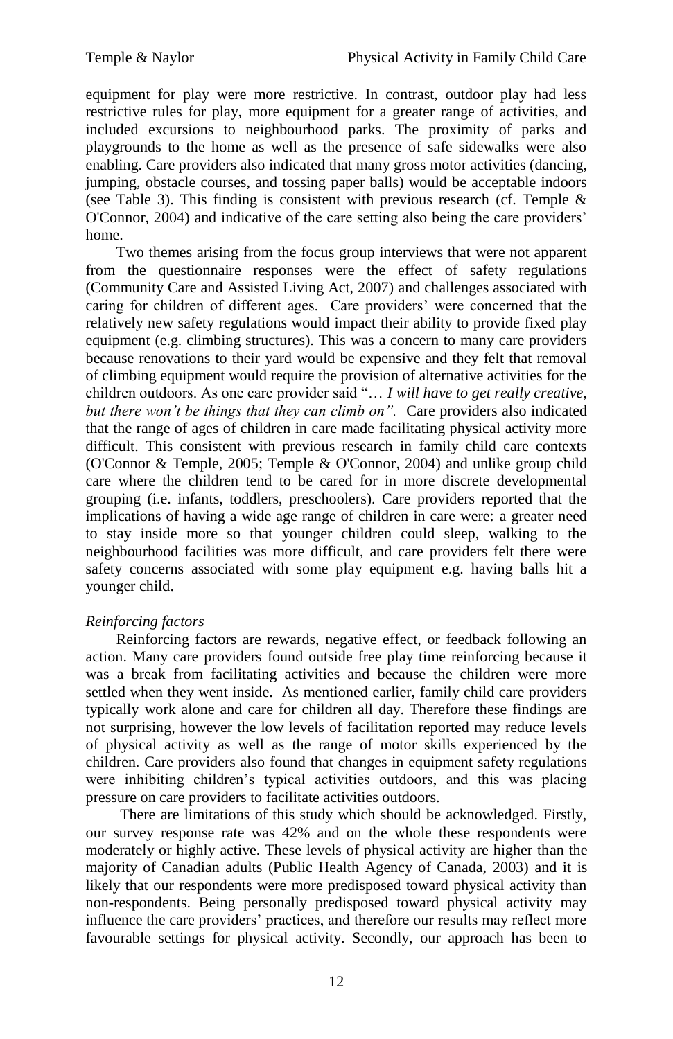equipment for play were more restrictive. In contrast, outdoor play had less restrictive rules for play, more equipment for a greater range of activities, and included excursions to neighbourhood parks. The proximity of parks and playgrounds to the home as well as the presence of safe sidewalks were also enabling. Care providers also indicated that many gross motor activities (dancing, jumping, obstacle courses, and tossing paper balls) would be acceptable indoors (see Table 3). This finding is consistent with previous research (cf. Temple & O'Connor, 2004) and indicative of the care setting also being the care providers' home.

Two themes arising from the focus group interviews that were not apparent from the questionnaire responses were the effect of safety regulations (Community Care and Assisted Living Act, 2007) and challenges associated with caring for children of different ages. Care providers' were concerned that the relatively new safety regulations would impact their ability to provide fixed play equipment (e.g. climbing structures). This was a concern to many care providers because renovations to their yard would be expensive and they felt that removal of climbing equipment would require the provision of alternative activities for the children outdoors. As one care provider said "*… I will have to get really creative, but there won't be things that they can climb on".* Care providers also indicated that the range of ages of children in care made facilitating physical activity more difficult. This consistent with previous research in family child care contexts (O'Connor & Temple, 2005; Temple & O'Connor, 2004) and unlike group child care where the children tend to be cared for in more discrete developmental grouping (i.e. infants, toddlers, preschoolers). Care providers reported that the implications of having a wide age range of children in care were: a greater need to stay inside more so that younger children could sleep, walking to the neighbourhood facilities was more difficult, and care providers felt there were safety concerns associated with some play equipment e.g. having balls hit a younger child.

*Reinforcing factors*

Reinforcing factors are rewards, negative effect, or feedback following an action. Many care providers found outside free play time reinforcing because it was a break from facilitating activities and because the children were more settled when they went inside. As mentioned earlier, family child care providers typically work alone and care for children all day. Therefore these findings are not surprising, however the low levels of facilitation reported may reduce levels of physical activity as well as the range of motor skills experienced by the children. Care providers also found that changes in equipment safety regulations were inhibiting children's typical activities outdoors, and this was placing pressure on care providers to facilitate activities outdoors.

There are limitations of this study which should be acknowledged. Firstly, our survey response rate was 42% and on the whole these respondents were moderately or highly active. These levels of physical activity are higher than the majority of Canadian adults (Public Health Agency of Canada, 2003) and it is likely that our respondents were more predisposed toward physical activity than non-respondents. Being personally predisposed toward physical activity may influence the care providers' practices, and therefore our results may reflect more favourable settings for physical activity. Secondly, our approach has been to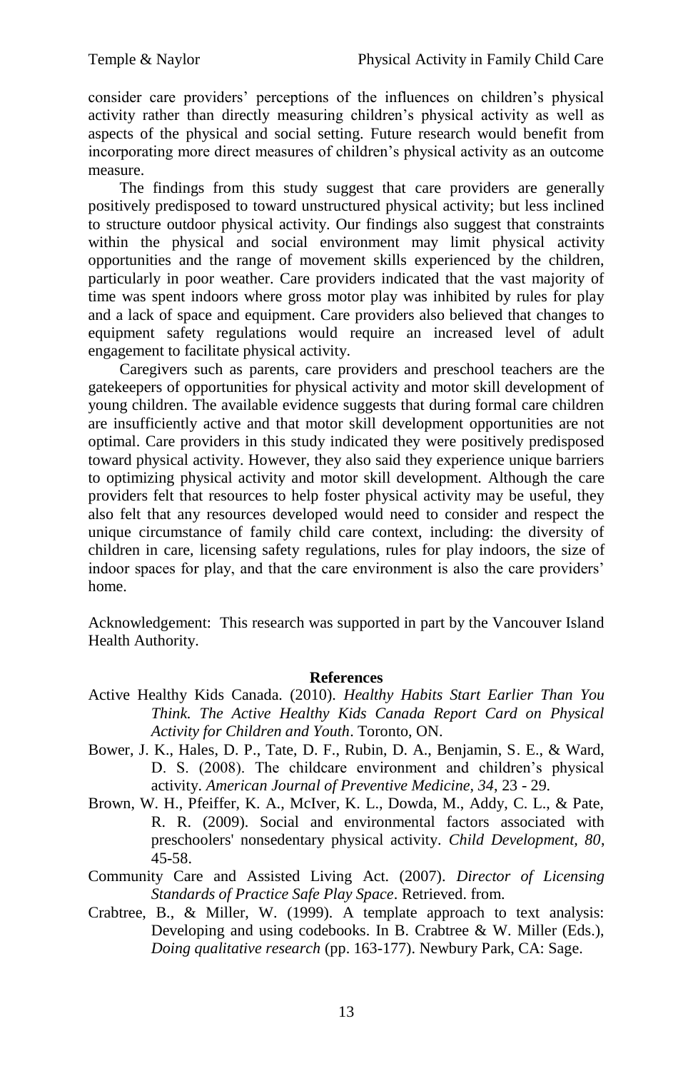consider care providers' perceptions of the influences on children's physical activity rather than directly measuring children's physical activity as well as aspects of the physical and social setting. Future research would benefit from incorporating more direct measures of children's physical activity as an outcome measure.

The findings from this study suggest that care providers are generally positively predisposed to toward unstructured physical activity; but less inclined to structure outdoor physical activity. Our findings also suggest that constraints within the physical and social environment may limit physical activity opportunities and the range of movement skills experienced by the children, particularly in poor weather. Care providers indicated that the vast majority of time was spent indoors where gross motor play was inhibited by rules for play and a lack of space and equipment. Care providers also believed that changes to equipment safety regulations would require an increased level of adult engagement to facilitate physical activity.

Caregivers such as parents, care providers and preschool teachers are the gatekeepers of opportunities for physical activity and motor skill development of young children. The available evidence suggests that during formal care children are insufficiently active and that motor skill development opportunities are not optimal. Care providers in this study indicated they were positively predisposed toward physical activity. However, they also said they experience unique barriers to optimizing physical activity and motor skill development. Although the care providers felt that resources to help foster physical activity may be useful, they also felt that any resources developed would need to consider and respect the unique circumstance of family child care context, including: the diversity of children in care, licensing safety regulations, rules for play indoors, the size of indoor spaces for play, and that the care environment is also the care providers' home.

Acknowledgement: This research was supported in part by the Vancouver Island Health Authority.

## References

Active Healthy Kids Canada. (2010). *Healthy Habits Start Earlier Than You Think. The Active Healthy Kids Canada Report Card on Physical Activity for Children and Youth*. Toronto, ON.

Bower, J. K., Hales, D. P., Tate, D. F., Rubin, D. A., Benjamin, S. E., & Ward, D. S. (2008). The childcare environment and children's physical activity. *American Journal of Preventive Medicine, 34*, 23 - 29.

Brown, W. H., Pfeiffer, K. A., McIver, K. L., Dowda, M., Addy, C. L., & Pate, R. R. (2009). Social and environmental factors associated with preschoolers' nonsedentary physical activity. *Child Development, 80*, 45-58.

Community Care and Assisted Living Act. (2007). *Director of Licensing Standards of Practice Safe Play Space*. Retrieved. from.

Crabtree, B., & Miller, W. (1999). A template approach to text analysis: Developing and using codebooks. In B. Crabtree & W. Miller (Eds.), *Doing qualitative research* (pp. 163-177). Newbury Park, CA: Sage.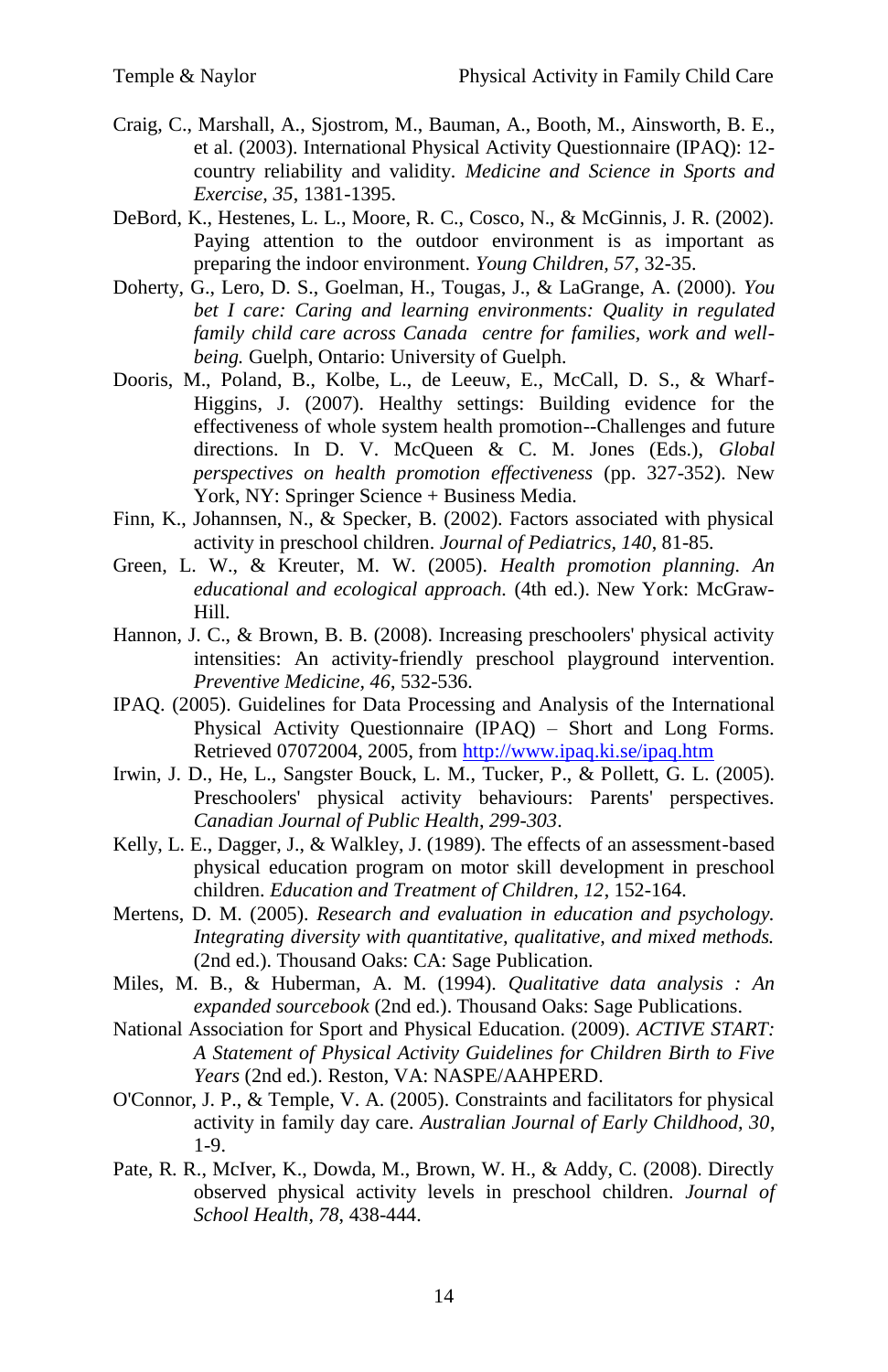Craig, C., Marshall, A., Sjostrom, M., Bauman, A., Booth, M., Ainsworth, B. E., et al. (2003). International Physical Activity Questionnaire (IPAQ): 12-country reliability and validity. *Medicine and Science in Sports and Exercise, 35*, 1381-1395.

DeBord, K., Hestenes, L. L., Moore, R. C., Cosco, N., & McGinnis, J. R. (2002). Paying attention to the outdoor environment is as important as preparing the indoor environment. *Young Children, 57*, 32-35.

Doherty, G., Lero, D. S., Goelman, H., Tougas, J., & LaGrange, A. (2000). *You bet I care: Caring and learning environments: Quality in regulated family child care across Canada centre for families, work and well-being.* Guelph, Ontario: University of Guelph.

Dooris, M., Poland, B., Kolbe, L., de Leeuw, E., McCall, D. S., & Wharf-Higgins, J. (2007). Healthy settings: Building evidence for the effectiveness of whole system health promotion--Challenges and future directions. In D. V. McQueen & C. M. Jones (Eds.), *Global perspectives on health promotion effectiveness* (pp. 327-352). New York, NY: Springer Science + Business Media.

Finn, K., Johannsen, N., & Specker, B. (2002). Factors associated with physical activity in preschool children. *Journal of Pediatrics, 140*, 81-85.

Green, L. W., & Kreuter, M. W. (2005). *Health promotion planning. An educational and ecological approach.* (4th ed.). New York: McGraw-Hill.

Hannon, J. C., & Brown, B. B. (2008). Increasing preschoolers' physical activity intensities: An activity-friendly preschool playground intervention. *Preventive Medicine, 46*, 532-536.

IPAQ. (2005). Guidelines for Data Processing and Analysis of the International Physical Activity Questionnaire (IPAQ) – Short and Long Forms. Retrieved 07072004, 2005, from http://www.ipaq.ki.se/ipaq.htm

Irwin, J. D., He, L., Sangster Bouck, L. M., Tucker, P., & Pollett, G. L. (2005). Preschoolers' physical activity behaviours: Parents' perspectives. *Canadian Journal of Public Health, 299-303*.

Kelly, L. E., Dagger, J., & Walkley, J. (1989). The effects of an assessment-based physical education program on motor skill development in preschool children. *Education and Treatment of Children, 12*, 152-164.

Mertens, D. M. (2005). *Research and evaluation in education and psychology. Integrating diversity with quantitative, qualitative, and mixed methods.* (2nd ed.). Thousand Oaks: CA: Sage Publication.

Miles, M. B., & Huberman, A. M. (1994). *Qualitative data analysis : An expanded sourcebook* (2nd ed.). Thousand Oaks: Sage Publications.

National Association for Sport and Physical Education. (2009). *ACTIVE START: A Statement of Physical Activity Guidelines for Children Birth to Five Years* (2nd ed.). Reston, VA: NASPE/AAHPERD.

O'Connor, J. P., & Temple, V. A. (2005). Constraints and facilitators for physical activity in family day care. *Australian Journal of Early Childhood, 30*, 1-9.

Pate, R. R., McIver, K., Dowda, M., Brown, W. H., & Addy, C. (2008). Directly observed physical activity levels in preschool children. *Journal of School Health, 78*, 438-444.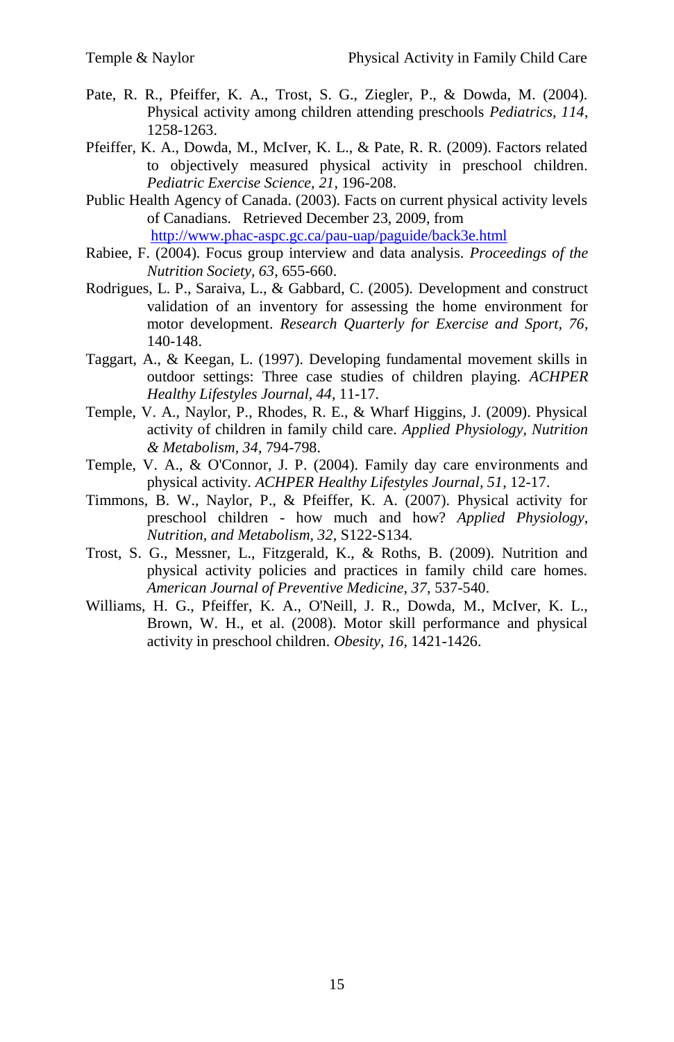Pate, R. R., Pfeiffer, K. A., Trost, S. G., Ziegler, P., & Dowda, M. (2004). Physical activity among children attending preschools *Pediatrics, 114*, 1258-1263.

Pfeiffer, K. A., Dowda, M., McIver, K. L., & Pate, R. R. (2009). Factors related to objectively measured physical activity in preschool children. *Pediatric Exercise Science, 21*, 196-208.

Public Health Agency of Canada. (2003). Facts on current physical activity levels of Canadians. Retrieved December 23, 2009, from http://www.phac-aspc.gc.ca/pau-uap/paguide/back3e.html

Rabiee, F. (2004). Focus group interview and data analysis. *Proceedings of the Nutrition Society, 63*, 655-660.

Rodrigues, L. P., Saraiva, L., & Gabbard, C. (2005). Development and construct validation of an inventory for assessing the home environment for motor development. *Research Quarterly for Exercise and Sport, 76*, 140-148.

Taggart, A., & Keegan, L. (1997). Developing fundamental movement skills in outdoor settings: Three case studies of children playing. *ACHPER Healthy Lifestyles Journal, 44*, 11-17.

Temple, V. A., Naylor, P., Rhodes, R. E., & Wharf Higgins, J. (2009). Physical activity of children in family child care. *Applied Physiology, Nutrition & Metabolism, 34*, 794-798.

Temple, V. A., & O'Connor, J. P. (2004). Family day care environments and physical activity. *ACHPER Healthy Lifestyles Journal, 51*, 12-17.

Timmons, B. W., Naylor, P., & Pfeiffer, K. A. (2007). Physical activity for preschool children - how much and how? *Applied Physiology, Nutrition, and Metabolism, 32*, S122-S134.

Trost, S. G., Messner, L., Fitzgerald, K., & Roths, B. (2009). Nutrition and physical activity policies and practices in family child care homes. *American Journal of Preventive Medicine, 37*, 537-540.

Williams, H. G., Pfeiffer, K. A., O'Neill, J. R., Dowda, M., McIver, K. L., Brown, W. H., et al. (2008). Motor skill performance and physical activity in preschool children. *Obesity, 16*, 1421-1426.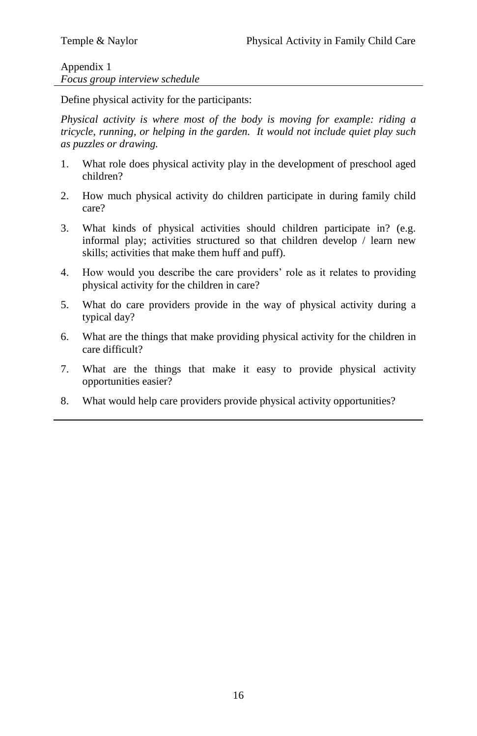Appendix 1

*Focus group interview schedule*

Define physical activity for the participants:

*Physical activity is where most of the body is moving for example: riding a tricycle, running, or helping in the garden. It would not include quiet play such as puzzles or drawing.*

1. What role does physical activity play in the development of preschool aged children?
2. How much physical activity do children participate in during family child care?
3. What kinds of physical activities should children participate in? (e.g. informal play; activities structured so that children develop / learn new skills; activities that make them huff and puff).
4. How would you describe the care providers' role as it relates to providing physical activity for the children in care?
5. What do care providers provide in the way of physical activity during a typical day?
6. What are the things that make providing physical activity for the children in care difficult?
7. What are the things that make it easy to provide physical activity opportunities easier?
8. What would help care providers provide physical activity opportunities?